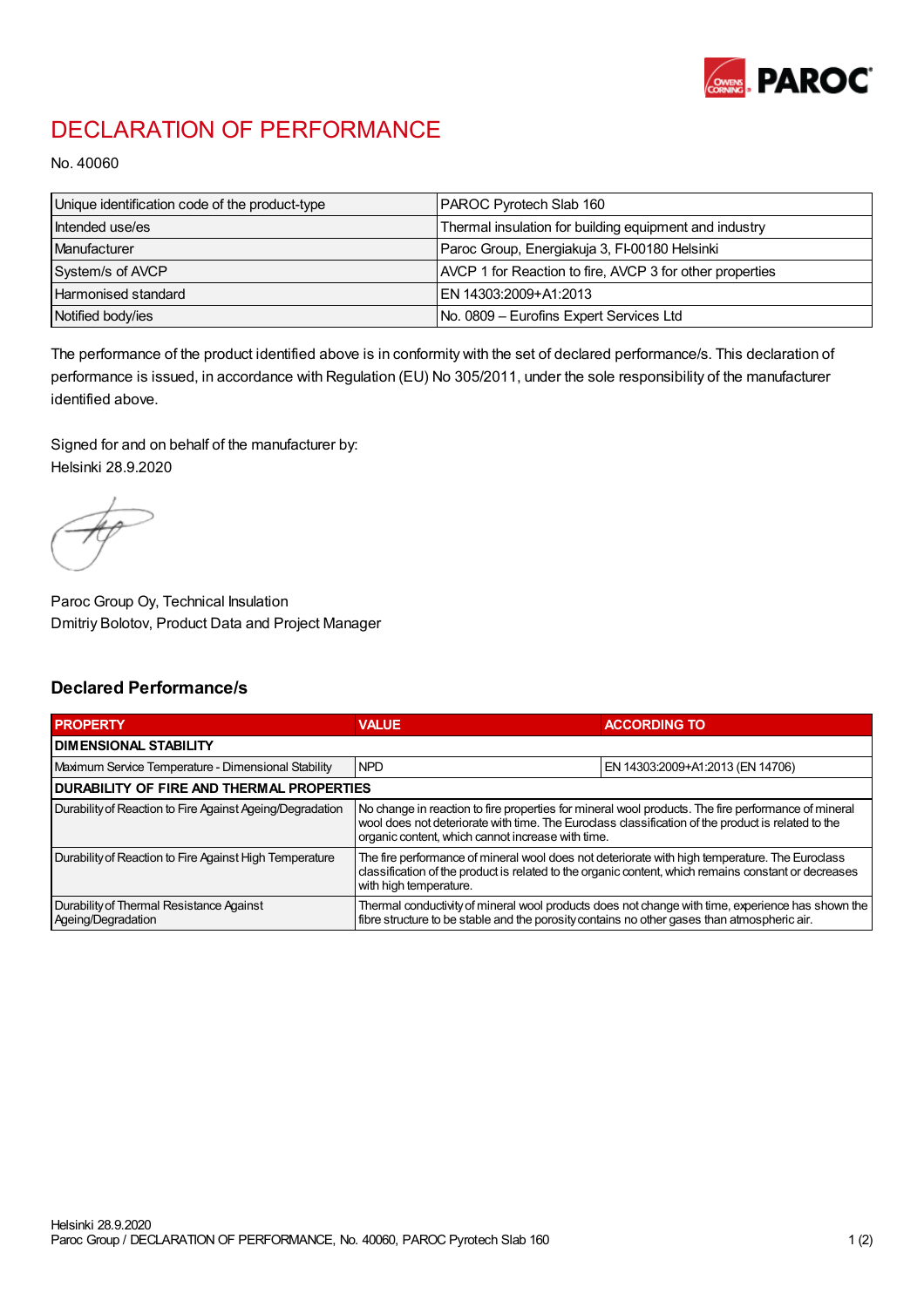# DECLARATION OF PERFORMANCE

No. 40060

| Unique identification code of the product-type | PAROC Pyrotech Slab 160 |
|---|---|
| Intended use/es | Thermal insulation for building equipment and industry |
| Manufacturer | Paroc Group, Energiakuja 3, FI-00180 Helsinki |
| System/s of AVCP | AVCP 1 for Reaction to fire, AVCP 3 for other properties |
| Harmonised standard | EN 14303:2009+A1:2013 |
| Notified body/ies | No. 0809 – Eurofins Expert Services Ltd |

The performance of the product identified above is in conformity with the set of declared performance/s. This declaration of performance is issued, in accordance with Regulation (EU) No 305/2011, under the sole responsibility of the manufacturer identified above.

Signed for and on behalf of the manufacturer by:
Helsinki 28.9.2020

Paroc Group Oy, Technical Insulation
Dmitriy Bolotov, Product Data and Project Manager

## Declared Performance/s

| PROPERTY | VALUE | ACCORDING TO |
|---|---|---|
| **DIMENSIONAL STABILITY** | | |
| Maximum Service Temperature - Dimensional Stability | NPD | EN 14303:2009+A1:2013 (EN 14706) |
| **DURABILITY OF FIRE AND THERMAL PROPERTIES** | | |
| Durability of Reaction to Fire Against Ageing/Degradation | No change in reaction to fire properties for mineral wool products. The fire performance of mineral wool does not deteriorate with time. The Euroclass classification of the product is related to the organic content, which cannot increase with time. | |
| Durability of Reaction to Fire Against High Temperature | The fire performance of mineral wool does not deteriorate with high temperature. The Euroclass classification of the product is related to the organic content, which remains constant or decreases with high temperature. | |
| Durability of Thermal Resistance Against Ageing/Degradation | Thermal conductivity of mineral wool products does not change with time, experience has shown the fibre structure to be stable and the porosity contains no other gases than atmospheric air. | |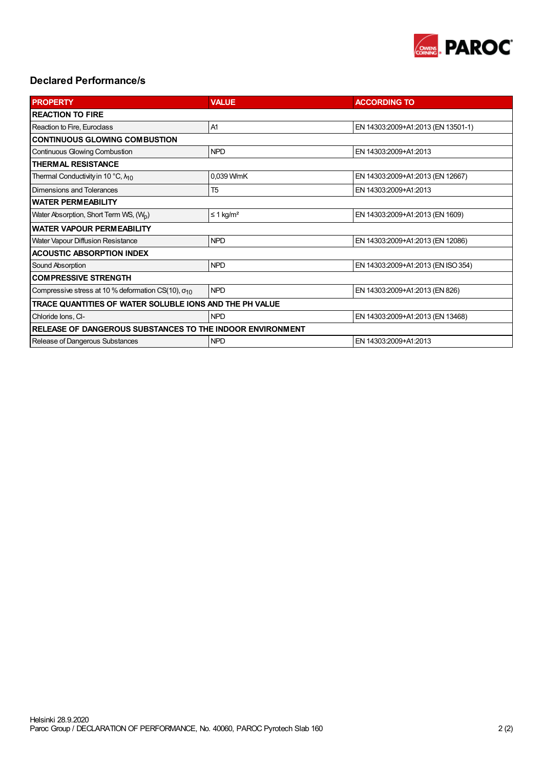## Declared Performance/s

| PROPERTY | VALUE | ACCORDING TO |
|---|---|---|
| **REACTION TO FIRE** | | |
| Reaction to Fire, Euroclass | A1 | EN 14303:2009+A1:2013 (EN 13501-1) |
| **CONTINUOUS GLOWING COMBUSTION** | | |
| Continuous Glowing Combustion | NPD | EN 14303:2009+A1:2013 |
| **THERMAL RESISTANCE** | | |
| Thermal Conductivity in 10 °C, $\lambda_{10}$ | 0,039 W/mK | EN 14303:2009+A1:2013 (EN 12667) |
| Dimensions and Tolerances | T5 | EN 14303:2009+A1:2013 |
| **WATER PERMEABILITY** | | |
| Water Absorption, Short Term WS, ($W_p$) | ≤ 1 kg/m² | EN 14303:2009+A1:2013 (EN 1609) |
| **WATER VAPOUR PERMEABILITY** | | |
| Water Vapour Diffusion Resistance | NPD | EN 14303:2009+A1:2013 (EN 12086) |
| **ACOUSTIC ABSORPTION INDEX** | | |
| Sound Absorption | NPD | EN 14303:2009+A1:2013 (EN ISO 354) |
| **COMPRESSIVE STRENGTH** | | |
| Compressive stress at 10 % deformation CS(10), $\sigma_{10}$ | NPD | EN 14303:2009+A1:2013 (EN 826) |
| **TRACE QUANTITIES OF WATER SOLUBLE IONS AND THE PH VALUE** | | |
| Chloride Ions, Cl- | NPD | EN 14303:2009+A1:2013 (EN 13468) |
| **RELEASE OF DANGEROUS SUBSTANCES TO THE INDOOR ENVIRONMENT** | | |
| Release of Dangerous Substances | NPD | EN 14303:2009+A1:2013 |

Helsinki 28.9.2020
Paroc Group / DECLARATION OF PERFORMANCE, No. 40060, PAROC Pyrotech Slab 160